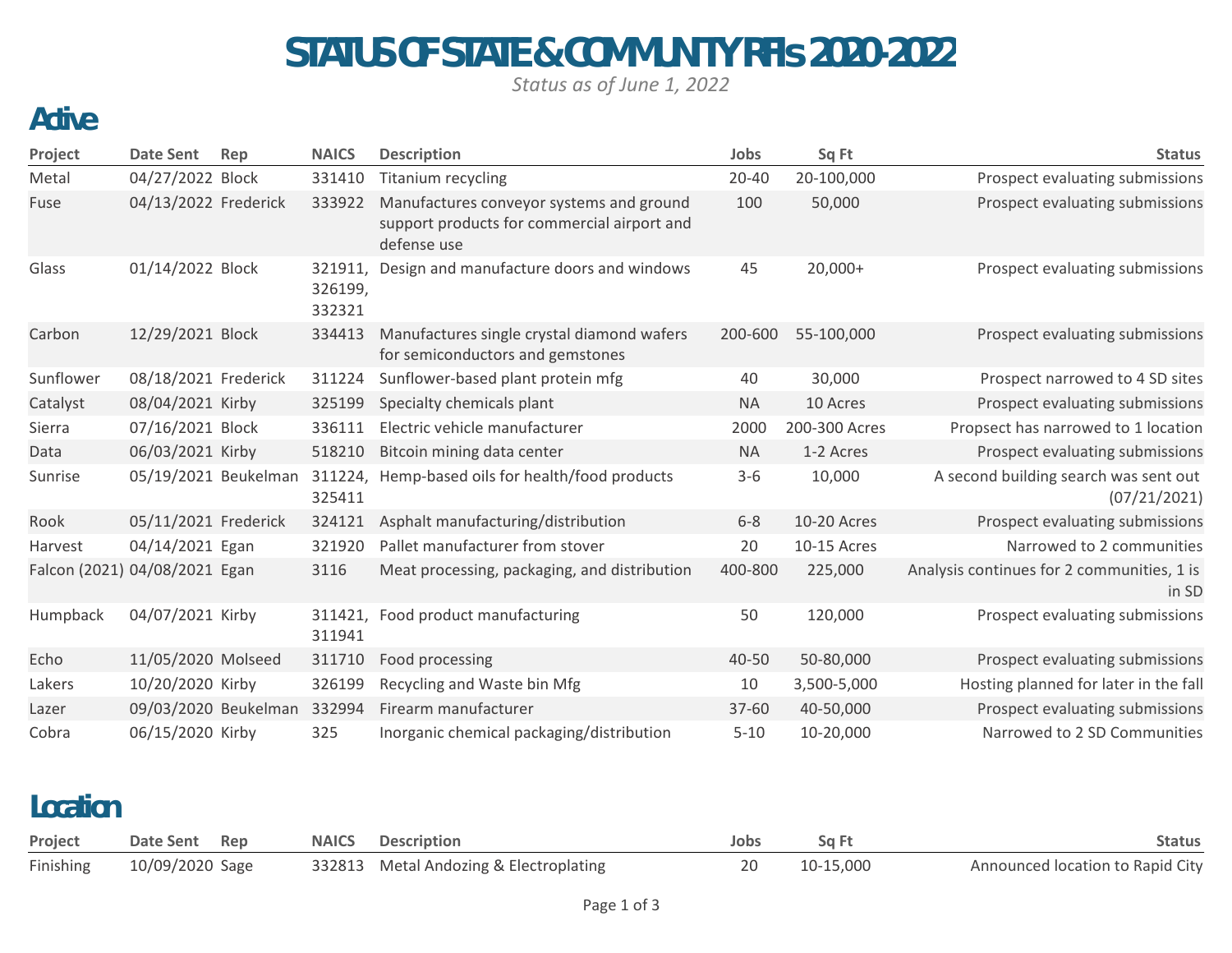# STATUS OF STATE & COMMUNITY RFIs 2020-2022

*Status as of June 1, 2022*

## Active

| Project | Date Sent | Rep | NAICS | Description | Jobs | Sq Ft | Status |
|---|---|---|---|---|---|---|---|
| Metal | 04/27/2022 | Block | 331410 | Titanium recycling | 20-40 | 20-100,000 | Prospect evaluating submissions |
| Fuse | 04/13/2022 | Frederick | 333922 | Manufactures conveyor systems and ground support products for commercial airport and defense use | 100 | 50,000 | Prospect evaluating submissions |
| Glass | 01/14/2022 | Block | 321911, 326199, 332321 | Design and manufacture doors and windows | 45 | 20,000+ | Prospect evaluating submissions |
| Carbon | 12/29/2021 | Block | 334413 | Manufactures single crystal diamond wafers for semiconductors and gemstones | 200-600 | 55-100,000 | Prospect evaluating submissions |
| Sunflower | 08/18/2021 | Frederick | 311224 | Sunflower-based plant protein mfg | 40 | 30,000 | Prospect narrowed to 4 SD sites |
| Catalyst | 08/04/2021 | Kirby | 325199 | Specialty chemicals plant | NA | 10 Acres | Prospect evaluating submissions |
| Sierra | 07/16/2021 | Block | 336111 | Electric vehicle manufacturer | 2000 | 200-300 Acres | Propsect has narrowed to 1 location |
| Data | 06/03/2021 | Kirby | 518210 | Bitcoin mining data center | NA | 1-2 Acres | Prospect evaluating submissions |
| Sunrise | 05/19/2021 | Beukelman | 311224, 325411 | Hemp-based oils for health/food products | 3-6 | 10,000 | A second building search was sent out (07/21/2021) |
| Rook | 05/11/2021 | Frederick | 324121 | Asphalt manufacturing/distribution | 6-8 | 10-20 Acres | Prospect evaluating submissions |
| Harvest | 04/14/2021 | Egan | 321920 | Pallet manufacturer from stover | 20 | 10-15 Acres | Narrowed to 2 communities |
| Falcon (2021) | 04/08/2021 | Egan | 3116 | Meat processing, packaging, and distribution | 400-800 | 225,000 | Analysis continues for 2 communities, 1 is in SD |
| Humpback | 04/07/2021 | Kirby | 311421, 311941 | Food product manufacturing | 50 | 120,000 | Prospect evaluating submissions |
| Echo | 11/05/2020 | Molseed | 311710 | Food processing | 40-50 | 50-80,000 | Prospect evaluating submissions |
| Lakers | 10/20/2020 | Kirby | 326199 | Recycling and Waste bin Mfg | 10 | 3,500-5,000 | Hosting planned for later in the fall |
| Lazer | 09/03/2020 | Beukelman | 332994 | Firearm manufacturer | 37-60 | 40-50,000 | Prospect evaluating submissions |
| Cobra | 06/15/2020 | Kirby | 325 | Inorganic chemical packaging/distribution | 5-10 | 10-20,000 | Narrowed to 2 SD Communities |

## Location

| Project | Date Sent | Rep | NAICS | Description | Jobs | Sq Ft | Status |
|---|---|---|---|---|---|---|---|
| Finishing | 10/09/2020 | Sage | 332813 | Metal Andozing & Electroplating | 20 | 10-15,000 | Announced location to Rapid City |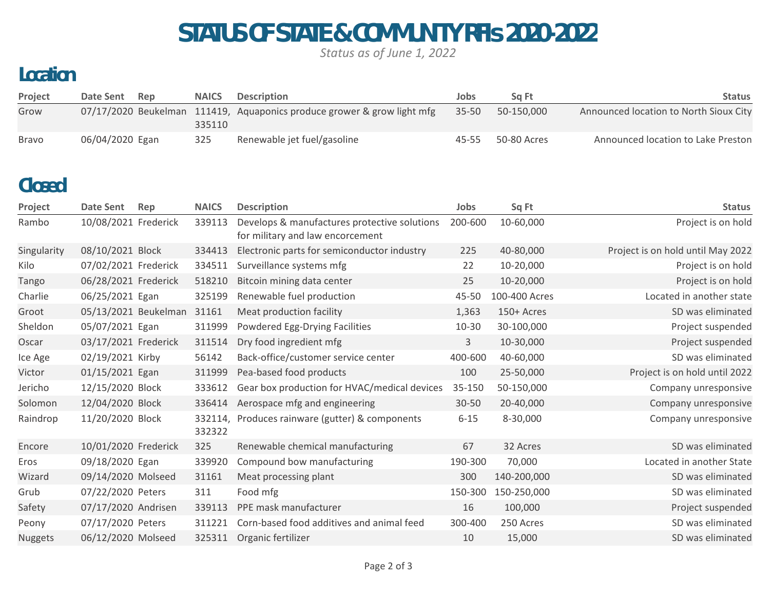# STATUS OF STATE & COMMUNITY RFIs 2020-2022

*Status as of June 1, 2022*

## Location

| Project | Date Sent | Rep | NAICS | Description | Jobs | Sq Ft | Status |
|---|---|---|---|---|---|---|---|
| Grow | 07/17/2020 | Beukelman | 111419, 335110 | Aquaponics produce grower & grow light mfg | 35-50 | 50-150,000 | Announced location to North Sioux City |
| Bravo | 06/04/2020 | Egan | 325 | Renewable jet fuel/gasoline | 45-55 | 50-80 Acres | Announced location to Lake Preston |

## Closed

| Project | Date Sent | Rep | NAICS | Description | Jobs | Sq Ft | Status |
|---|---|---|---|---|---|---|---|
| Rambo | 10/08/2021 | Frederick | 339113 | Develops & manufactures protective solutions for military and law encorcement | 200-600 | 10-60,000 | Project is on hold |
| Singularity | 08/10/2021 | Block | 334413 | Electronic parts for semiconductor industry | 225 | 40-80,000 | Project is on hold until May 2022 |
| Kilo | 07/02/2021 | Frederick | 334511 | Surveillance systems mfg | 22 | 10-20,000 | Project is on hold |
| Tango | 06/28/2021 | Frederick | 518210 | Bitcoin mining data center | 25 | 10-20,000 | Project is on hold |
| Charlie | 06/25/2021 | Egan | 325199 | Renewable fuel production | 45-50 | 100-400 Acres | Located in another state |
| Groot | 05/13/2021 | Beukelman | 31161 | Meat production facility | 1,363 | 150+ Acres | SD was eliminated |
| Sheldon | 05/07/2021 | Egan | 311999 | Powdered Egg-Drying Facilities | 10-30 | 30-100,000 | Project suspended |
| Oscar | 03/17/2021 | Frederick | 311514 | Dry food ingredient mfg | 3 | 10-30,000 | Project suspended |
| Ice Age | 02/19/2021 | Kirby | 56142 | Back-office/customer service center | 400-600 | 40-60,000 | SD was eliminated |
| Victor | 01/15/2021 | Egan | 311999 | Pea-based food products | 100 | 25-50,000 | Project is on hold until 2022 |
| Jericho | 12/15/2020 | Block | 333612 | Gear box production for HVAC/medical devices | 35-150 | 50-150,000 | Company unresponsive |
| Solomon | 12/04/2020 | Block | 336414 | Aerospace mfg and engineering | 30-50 | 20-40,000 | Company unresponsive |
| Raindrop | 11/20/2020 | Block | 332114, 332322 | Produces rainware (gutter) & components | 6-15 | 8-30,000 | Company unresponsive |
| Encore | 10/01/2020 | Frederick | 325 | Renewable chemical manufacturing | 67 | 32 Acres | SD was eliminated |
| Eros | 09/18/2020 | Egan | 339920 | Compound bow manufacturing | 190-300 | 70,000 | Located in another State |
| Wizard | 09/14/2020 | Molseed | 31161 | Meat processing plant | 300 | 140-200,000 | SD was eliminated |
| Grub | 07/22/2020 | Peters | 311 | Food mfg | 150-300 | 150-250,000 | SD was eliminated |
| Safety | 07/17/2020 | Andrisen | 339113 | PPE mask manufacturer | 16 | 100,000 | Project suspended |
| Peony | 07/17/2020 | Peters | 311221 | Corn-based food additives and animal feed | 300-400 | 250 Acres | SD was eliminated |
| Nuggets | 06/12/2020 | Molseed | 325311 | Organic fertilizer | 10 | 15,000 | SD was eliminated |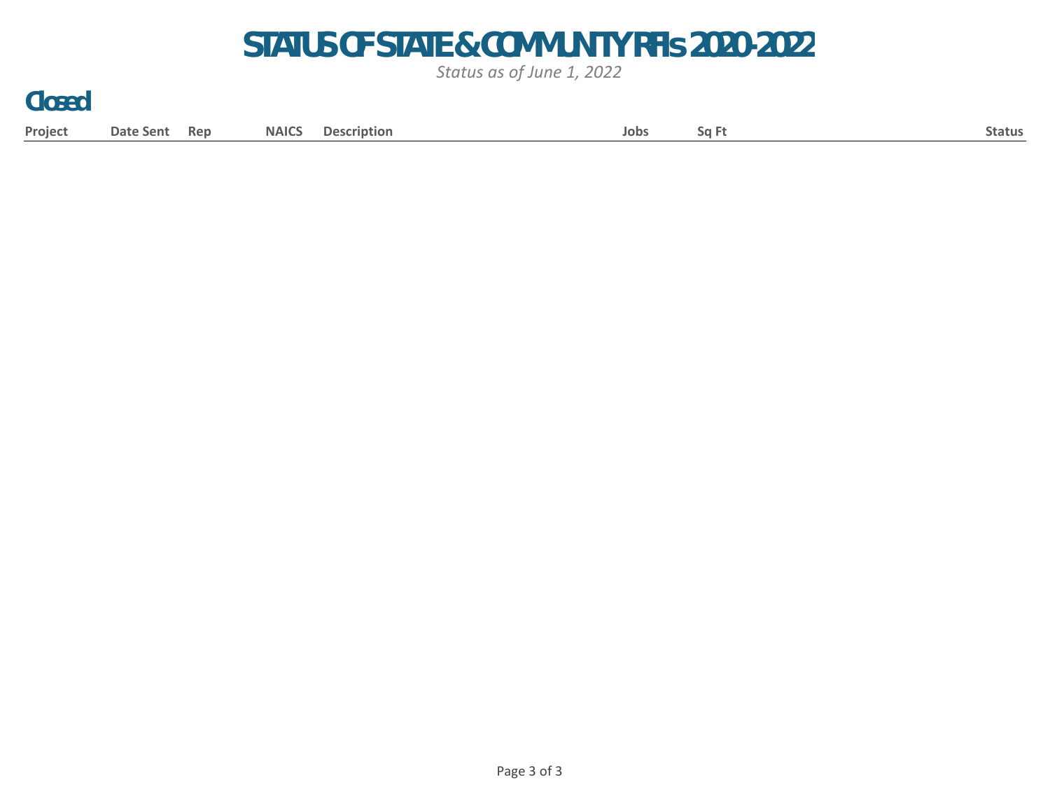# STATUS OF STATE & COMMUNITY RFIs 2020-2022

*Status as of June 1, 2022*

## Closed

| Project | Date Sent | Rep | NAICS | Description | Jobs | Sq Ft | Status |
|---|---|---|---|---|---|---|---|